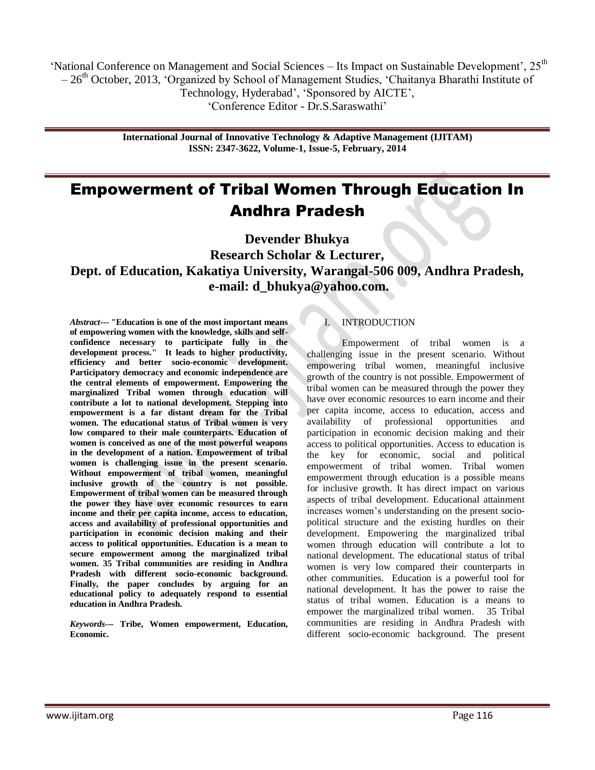# Empowerment of Tribal Women Through Education In Andhra Pradesh

**Devender Bhukya**
**Research Scholar & Lecturer,**
**Dept. of Education, Kakatiya University, Warangal-506 009, Andhra Pradesh,**
**e-mail: d_bhukya@yahoo.com.**

***Abstract---*** **"Education is one of the most important means of empowering women with the knowledge, skills and self-confidence necessary to participate fully in the development process." It leads to higher productivity, efficiency and better socio-economic development. Participatory democracy and economic independence are the central elements of empowerment. Empowering the marginalized Tribal women through education will contribute a lot to national development. Stepping into empowerment is a far distant dream for the Tribal women. The educational status of Tribal women is very low compared to their male counterparts. Education of women is conceived as one of the most powerful weapons in the development of a nation. Empowerment of tribal women is challenging issue in the present scenario. Without empowerment of tribal women, meaningful inclusive growth of the country is not possible. Empowerment of tribal women can be measured through the power they have over economic resources to earn income and their per capita income, access to education, access and availability of professional opportunities and participation in economic decision making and their access to political opportunities. Education is a mean to secure empowerment among the marginalized tribal women. 35 Tribal communities are residing in Andhra Pradesh with different socio-economic background. Finally, the paper concludes by arguing for an educational policy to adequately respond to essential education in Andhra Pradesh.**

***Keywords---*** **Tribe, Women empowerment, Education, Economic.**

## I. INTRODUCTION

Empowerment of tribal women is a challenging issue in the present scenario. Without empowering tribal women, meaningful inclusive growth of the country is not possible. Empowerment of tribal women can be measured through the power they have over economic resources to earn income and their per capita income, access to education, access and availability of professional opportunities and participation in economic decision making and their access to political opportunities. Access to education is the key for economic, social and political empowerment of tribal women. Tribal women empowerment through education is a possible means for inclusive growth. It has direct impact on various aspects of tribal development. Educational attainment increases women's understanding on the present socio-political structure and the existing hurdles on their development. Empowering the marginalized tribal women through education will contribute a lot to national development. The educational status of tribal women is very low compared their counterparts in other communities. Education is a powerful tool for national development. It has the power to raise the status of tribal women. Education is a means to empower the marginalized tribal women. 35 Tribal communities are residing in Andhra Pradesh with different socio-economic background. The present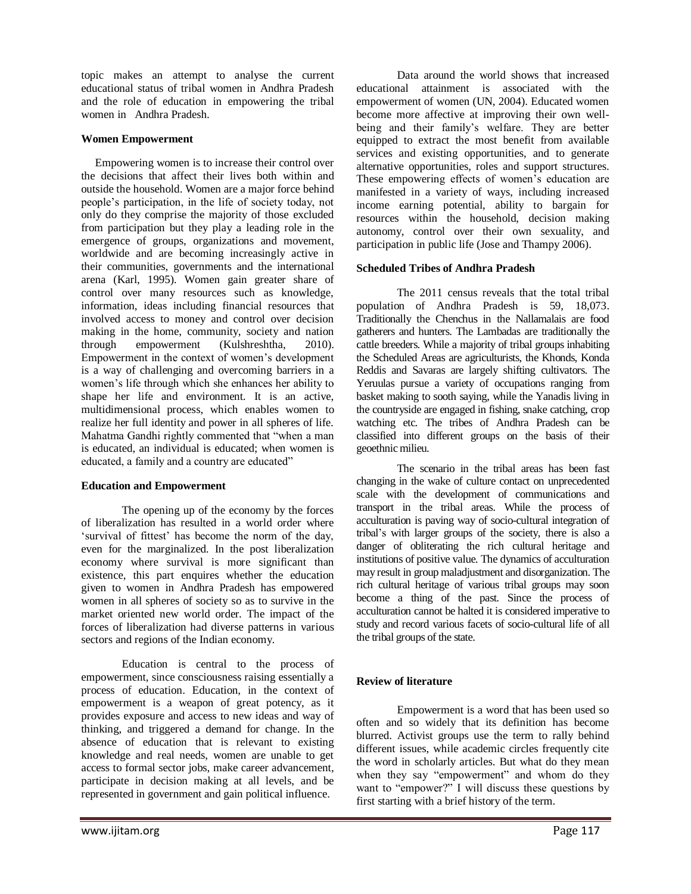topic makes an attempt to analyse the current educational status of tribal women in Andhra Pradesh and the role of education in empowering the tribal women in Andhra Pradesh.

**Women Empowerment**

Empowering women is to increase their control over the decisions that affect their lives both within and outside the household. Women are a major force behind people's participation, in the life of society today, not only do they comprise the majority of those excluded from participation but they play a leading role in the emergence of groups, organizations and movement, worldwide and are becoming increasingly active in their communities, governments and the international arena (Karl, 1995). Women gain greater share of control over many resources such as knowledge, information, ideas including financial resources that involved access to money and control over decision making in the home, community, society and nation through empowerment (Kulshreshtha, 2010). Empowerment in the context of women's development is a way of challenging and overcoming barriers in a women's life through which she enhances her ability to shape her life and environment. It is an active, multidimensional process, which enables women to realize her full identity and power in all spheres of life. Mahatma Gandhi rightly commented that "when a man is educated, an individual is educated; when women is educated, a family and a country are educated"

**Education and Empowerment**

The opening up of the economy by the forces of liberalization has resulted in a world order where 'survival of fittest' has become the norm of the day, even for the marginalized. In the post liberalization economy where survival is more significant than existence, this part enquires whether the education given to women in Andhra Pradesh has empowered women in all spheres of society so as to survive in the market oriented new world order. The impact of the forces of liberalization had diverse patterns in various sectors and regions of the Indian economy.

Education is central to the process of empowerment, since consciousness raising essentially a process of education. Education, in the context of empowerment is a weapon of great potency, as it provides exposure and access to new ideas and way of thinking, and triggered a demand for change. In the absence of education that is relevant to existing knowledge and real needs, women are unable to get access to formal sector jobs, make career advancement, participate in decision making at all levels, and be represented in government and gain political influence.

Data around the world shows that increased educational attainment is associated with the empowerment of women (UN, 2004). Educated women become more affective at improving their own well-being and their family's welfare. They are better equipped to extract the most benefit from available services and existing opportunities, and to generate alternative opportunities, roles and support structures. These empowering effects of women's education are manifested in a variety of ways, including increased income earning potential, ability to bargain for resources within the household, decision making autonomy, control over their own sexuality, and participation in public life (Jose and Thampy 2006).

**Scheduled Tribes of Andhra Pradesh**

The 2011 census reveals that the total tribal population of Andhra Pradesh is 59, 18,073. Traditionally the Chenchus in the Nallamalais are food gatherers and hunters. The Lambadas are traditionally the cattle breeders. While a majority of tribal groups inhabiting the Scheduled Areas are agriculturists, the Khonds, Konda Reddis and Savaras are largely shifting cultivators. The Yeruulas pursue a variety of occupations ranging from basket making to sooth saying, while the Yanadis living in the countryside are engaged in fishing, snake catching, crop watching etc. The tribes of Andhra Pradesh can be classified into different groups on the basis of their geoethnic milieu.

The scenario in the tribal areas has been fast changing in the wake of culture contact on unprecedented scale with the development of communications and transport in the tribal areas. While the process of acculturation is paving way of socio-cultural integration of tribal's with larger groups of the society, there is also a danger of obliterating the rich cultural heritage and institutions of positive value. The dynamics of acculturation may result in group maladjustment and disorganization. The rich cultural heritage of various tribal groups may soon become a thing of the past. Since the process of acculturation cannot be halted it is considered imperative to study and record various facets of socio-cultural life of all the tribal groups of the state.

**Review of literature**

Empowerment is a word that has been used so often and so widely that its definition has become blurred. Activist groups use the term to rally behind different issues, while academic circles frequently cite the word in scholarly articles. But what do they mean when they say "empowerment" and whom do they want to "empower?" I will discuss these questions by first starting with a brief history of the term.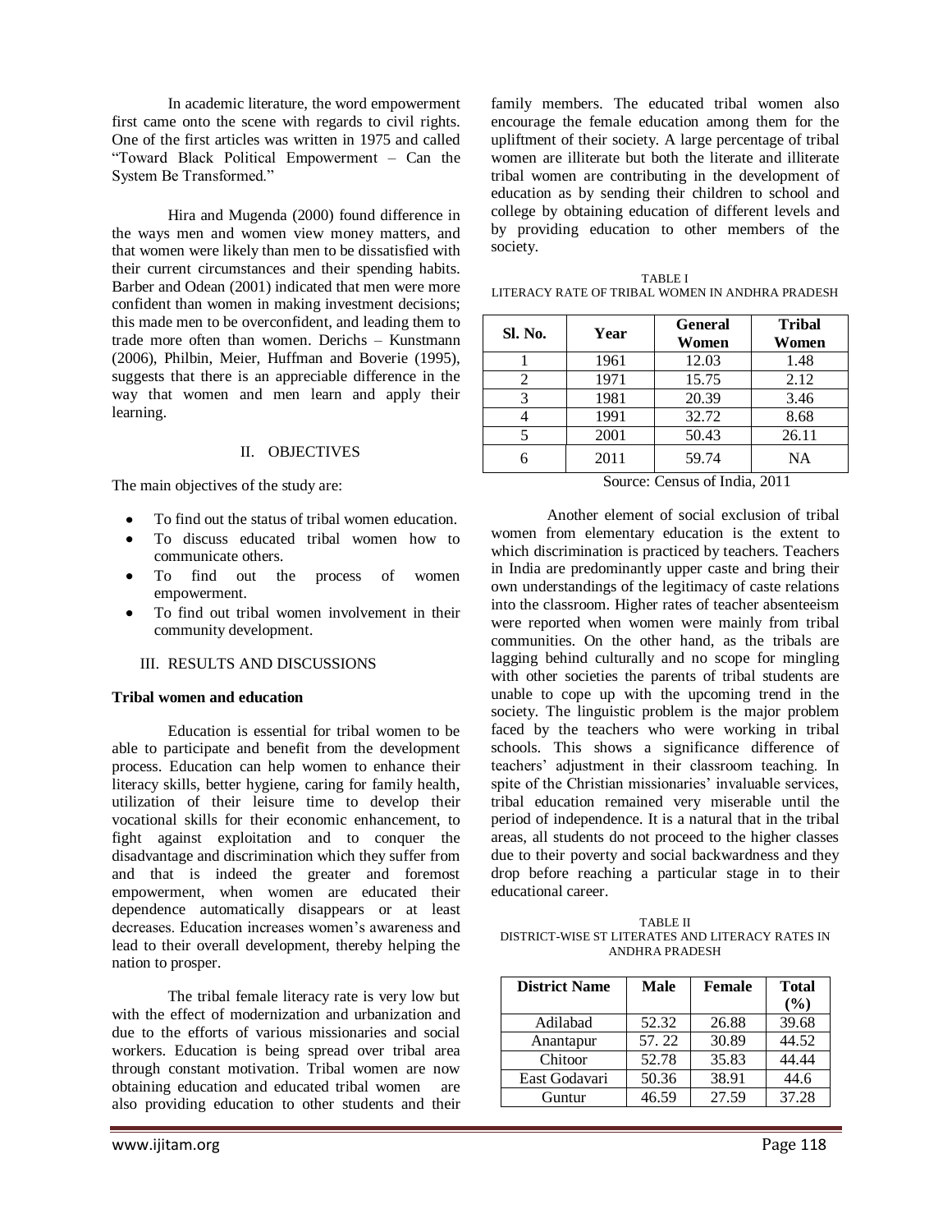In academic literature, the word empowerment first came onto the scene with regards to civil rights. One of the first articles was written in 1975 and called "Toward Black Political Empowerment – Can the System Be Transformed."

Hira and Mugenda (2000) found difference in the ways men and women view money matters, and that women were likely than men to be dissatisfied with their current circumstances and their spending habits. Barber and Odean (2001) indicated that men were more confident than women in making investment decisions; this made men to be overconfident, and leading them to trade more often than women. Derichs – Kunstmann (2006), Philbin, Meier, Huffman and Boverie (1995), suggests that there is an appreciable difference in the way that women and men learn and apply their learning.

## II. OBJECTIVES

The main objectives of the study are:

- To find out the status of tribal women education.
- To discuss educated tribal women how to communicate others.
- To find out the process of women empowerment.
- To find out tribal women involvement in their community development.

## III. RESULTS AND DISCUSSIONS

**Tribal women and education**

Education is essential for tribal women to be able to participate and benefit from the development process. Education can help women to enhance their literacy skills, better hygiene, caring for family health, utilization of their leisure time to develop their vocational skills for their economic enhancement, to fight against exploitation and to conquer the disadvantage and discrimination which they suffer from and that is indeed the greater and foremost empowerment, when women are educated their dependence automatically disappears or at least decreases. Education increases women's awareness and lead to their overall development, thereby helping the nation to prosper.

The tribal female literacy rate is very low but with the effect of modernization and urbanization and due to the efforts of various missionaries and social workers. Education is being spread over tribal area through constant motivation. Tribal women are now obtaining education and educated tribal women are also providing education to other students and their family members. The educated tribal women also encourage the female education among them for the upliftment of their society. A large percentage of tribal women are illiterate but both the literate and illiterate tribal women are contributing in the development of education as by sending their children to school and college by obtaining education of different levels and by providing education to other members of the society.

TABLE I
LITERACY RATE OF TRIBAL WOMEN IN ANDHRA PRADESH

| Sl. No. | Year | General Women | Tribal Women |
|---|---|---|---|
| 1 | 1961 | 12.03 | 1.48 |
| 2 | 1971 | 15.75 | 2.12 |
| 3 | 1981 | 20.39 | 3.46 |
| 4 | 1991 | 32.72 | 8.68 |
| 5 | 2001 | 50.43 | 26.11 |
| 6 | 2011 | 59.74 | NA |

Source: Census of India, 2011

Another element of social exclusion of tribal women from elementary education is the extent to which discrimination is practiced by teachers. Teachers in India are predominantly upper caste and bring their own understandings of the legitimacy of caste relations into the classroom. Higher rates of teacher absenteeism were reported when women were mainly from tribal communities. On the other hand, as the tribals are lagging behind culturally and no scope for mingling with other societies the parents of tribal students are unable to cope up with the upcoming trend in the society. The linguistic problem is the major problem faced by the teachers who were working in tribal schools. This shows a significance difference of teachers' adjustment in their classroom teaching. In spite of the Christian missionaries' invaluable services, tribal education remained very miserable until the period of independence. It is a natural that in the tribal areas, all students do not proceed to the higher classes due to their poverty and social backwardness and they drop before reaching a particular stage in to their educational career.

TABLE II
DISTRICT-WISE ST LITERATES AND LITERACY RATES IN ANDHRA PRADESH

| District Name | Male | Female | Total (%) |
|---|---|---|---|
| Adilabad | 52.32 | 26.88 | 39.68 |
| Anantapur | 57. 22 | 30.89 | 44.52 |
| Chitoor | 52.78 | 35.83 | 44.44 |
| East Godavari | 50.36 | 38.91 | 44.6 |
| Guntur | 46.59 | 27.59 | 37.28 |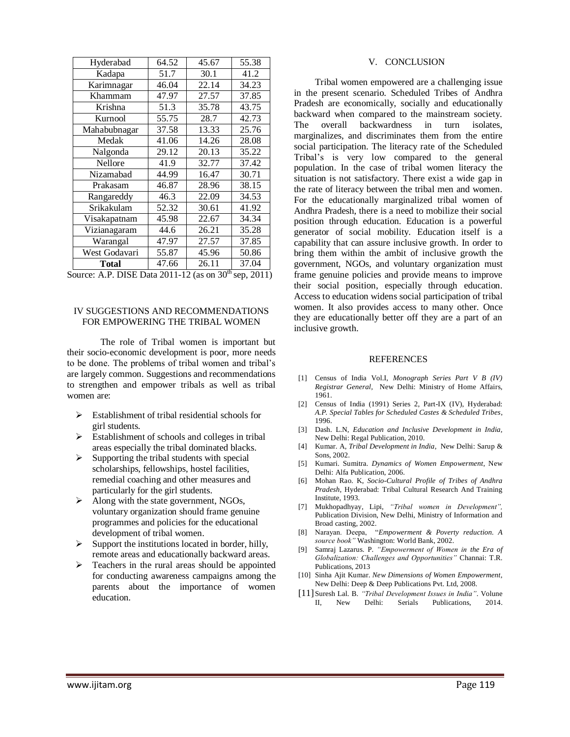| | | | |
|---|---|---|---|
| Hyderabad | 64.52 | 45.67 | 55.38 |
| Kadapa | 51.7 | 30.1 | 41.2 |
| Karimnagar | 46.04 | 22.14 | 34.23 |
| Khammam | 47.97 | 27.57 | 37.85 |
| Krishna | 51.3 | 35.78 | 43.75 |
| Kurnool | 55.75 | 28.7 | 42.73 |
| Mahabubnagar | 37.58 | 13.33 | 25.76 |
| Medak | 41.06 | 14.26 | 28.08 |
| Nalgonda | 29.12 | 20.13 | 35.22 |
| Nellore | 41.9 | 32.77 | 37.42 |
| Nizamabad | 44.99 | 16.47 | 30.71 |
| Prakasam | 46.87 | 28.96 | 38.15 |
| Rangareddy | 46.3 | 22.09 | 34.53 |
| Srikakulam | 52.32 | 30.61 | 41.92 |
| Visakapatnam | 45.98 | 22.67 | 34.34 |
| Vizianagaram | 44.6 | 26.21 | 35.28 |
| Warangal | 47.97 | 27.57 | 37.85 |
| West Godavari | 55.87 | 45.96 | 50.86 |
| **Total** | 47.66 | 26.11 | 37.04 |

Source: A.P. DISE Data 2011-12 (as on 30th sep, 2011)

## IV SUGGESTIONS AND RECOMMENDATIONS FOR EMPOWERING THE TRIBAL WOMEN

The role of Tribal women is important but their socio-economic development is poor, more needs to be done. The problems of tribal women and tribal's are largely common. Suggestions and recommendations to strengthen and empower tribals as well as tribal women are:

- Establishment of tribal residential schools for girl students.
- Establishment of schools and colleges in tribal areas especially the tribal dominated blacks.
- Supporting the tribal students with special scholarships, fellowships, hostel facilities, remedial coaching and other measures and particularly for the girl students.
- Along with the state government, NGOs, voluntary organization should frame genuine programmes and policies for the educational development of tribal women.
- Support the institutions located in border, hilly, remote areas and educationally backward areas.
- Teachers in the rural areas should be appointed for conducting awareness campaigns among the parents about the importance of women education.

## V. CONCLUSION

Tribal women empowered are a challenging issue in the present scenario. Scheduled Tribes of Andhra Pradesh are economically, socially and educationally backward when compared to the mainstream society. The overall backwardness in turn isolates, marginalizes, and discriminates them from the entire social participation. The literacy rate of the Scheduled Tribal's is very low compared to the general population. In the case of tribal women literacy the situation is not satisfactory. There exist a wide gap in the rate of literacy between the tribal men and women. For the educationally marginalized tribal women of Andhra Pradesh, there is a need to mobilize their social position through education. Education is a powerful generator of social mobility. Education itself is a capability that can assure inclusive growth. In order to bring them within the ambit of inclusive growth the government, NGOs, and voluntary organization must frame genuine policies and provide means to improve their social position, especially through education. Access to education widens social participation of tribal women. It also provides access to many other. Once they are educationally better off they are a part of an inclusive growth.

## REFERENCES

[1] Census of India Vol.I, *Monograph Series Part V B (IV) Registrar General*, New Delhi: Ministry of Home Affairs, 1961.

[2] Census of India (1991) Series 2, Part-IX (IV), Hyderabad: *A.P. Special Tables for Scheduled Castes & Scheduled Tribes*, 1996.

[3] Dash. L.N, *Education and Inclusive Development in India*, New Delhi: Regal Publication, 2010.

[4] Kumar. A, *Tribal Development in India*, New Delhi: Sarup & Sons, 2002.

[5] Kumari. Sumitra. *Dynamics of Women Empowerment*, New Delhi: Alfa Publication, 2006.

[6] Mohan Rao. K, *Socio-Cultural Profile of Tribes of Andhra Pradesh*, Hyderabad: Tribal Cultural Research And Training Institute, 1993.

[7] Mukhopadhyay, Lipi, *"Tribal women in Development"*, Publication Division, New Delhi, Ministry of Information and Broad casting, 2002.

[8] Narayan. Deepa, "*Empowerment & Poverty reduction. A source book"* Washington: World Bank, 2002.

[9] Samraj Lazarus. P. *"Empowerment of Women in the Era of Globalization: Challenges and Opportunities"* Channai: T.R. Publications, 2013

[10] Sinha Ajit Kumar. *New Dimensions of Women Empowerment*, New Delhi: Deep & Deep Publications Pvt. Ltd, 2008.

[11] Suresh Lal. B. *"Tribal Development Issues in India"*. Volume II, New Delhi: Serials Publications, 2014.